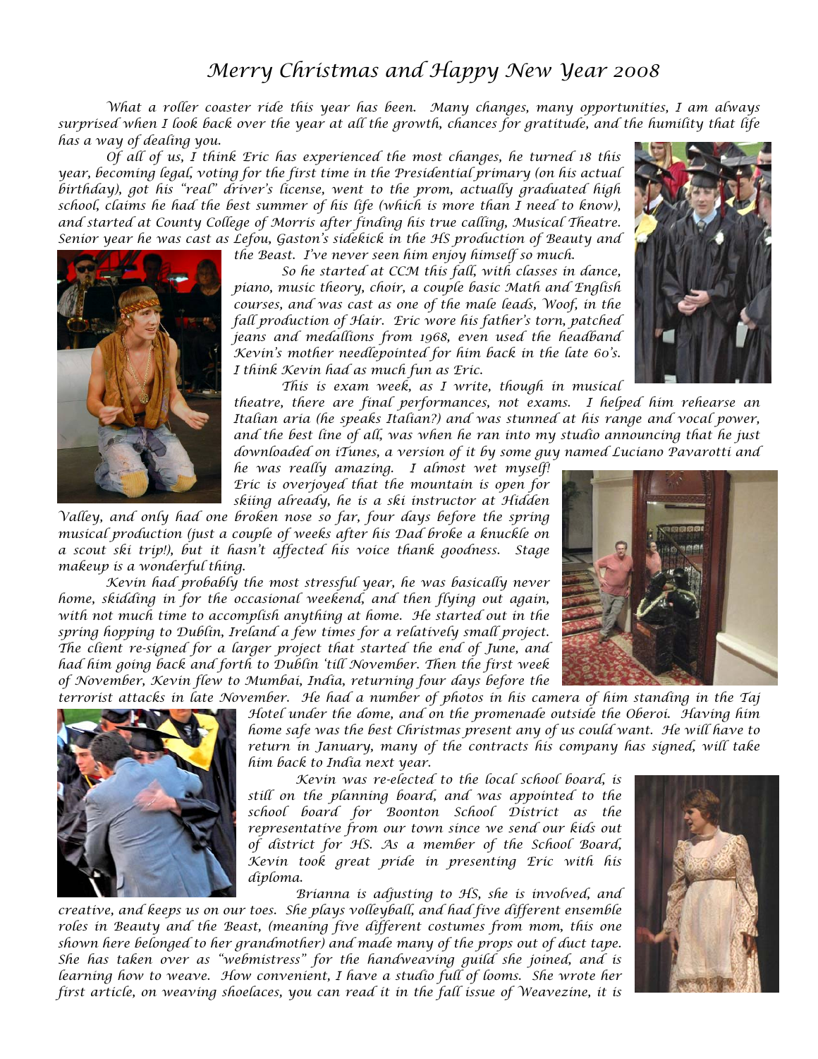# *Merry Christmas and Happy New Year 2008*

*What a roller coaster ride this year has been. Many changes, many opportunities, I am always surprised when I look back over the year at all the growth, chances for gratitude, and the humility that life has a way of dealing you.*

*Of all of us, I think Eric has experienced the most changes, he turned 18 this year, becoming legal, voting for the first time in the Presidential primary (on his actual birthday), got his "real" driver's license, went to the prom, actually graduated high school, claims he had the best summer of his life (which is more than I need to know), and started at County College of Morris after finding his true calling, Musical Theatre. Senior year he was cast as Lefou, Gaston's sidekick in the HS production of Beauty and the Beast. I've never seen him enjoy himself so much.*

*So he started at CCM this fall, with classes in dance, piano, music theory, choir, a couple basic Math and English courses, and was cast as one of the male leads, Woof, in the fall production of Hair. Eric wore his father's torn, patched jeans and medallions from 1968, even used the headband Kevin's mother needlepointed for him back in the late 60's. I think Kevin had as much fun as Eric.*

*This is exam week, as I write, though in musical theatre, there are final performances, not exams. I helped him rehearse an Italian aria (he speaks Italian?) and was stunned at his range and vocal power, and the best line of all, was when he ran into my studio announcing that he just downloaded on iTunes, a version of it by some guy named Luciano Pavarotti and he was really amazing. I almost wet myself! Eric is overjoyed that the mountain is open for skiing already, he is a ski instructor at Hidden Valley, and only had one broken nose so far, four days before the spring musical production (just a couple of weeks after his Dad broke a knuckle on a scout ski trip!), but it hasn't affected his voice thank goodness. Stage makeup is a wonderful thing.*

*Kevin had probably the most stressful year, he was basically never home, skidding in for the occasional weekend, and then flying out again, with not much time to accomplish anything at home. He started out in the spring hopping to Dublin, Ireland a few times for a relatively small project. The client re-signed for a larger project that started the end of June, and had him going back and forth to Dublin 'till November. Then the first week of November, Kevin flew to Mumbai, India, returning four days before the terrorist attacks in late November. He had a number of photos in his camera of him standing in the Taj Hotel under the dome, and on the promenade outside the Oberoi. Having him home safe was the best Christmas present any of us could want. He will have to return in January, many of the contracts his company has signed, will take him back to India next year.*

*Kevin was re-elected to the local school board, is still on the planning board, and was appointed to the school board for Boonton School District as the representative from our town since we send our kids out of district for HS. As a member of the School Board, Kevin took great pride in presenting Eric with his diploma.*

*Brianna is adjusting to HS, she is involved, and creative, and keeps us on our toes. She plays volleyball, and had five different ensemble roles in Beauty and the Beast, (meaning five different costumes from mom, this one shown here belonged to her grandmother) and made many of the props out of duct tape. She has taken over as "webmistress" for the handweaving guild she joined, and is learning how to weave. How convenient, I have a studio full of looms. She wrote her first article, on weaving shoelaces, you can read it in the fall issue of Weavezine, it is*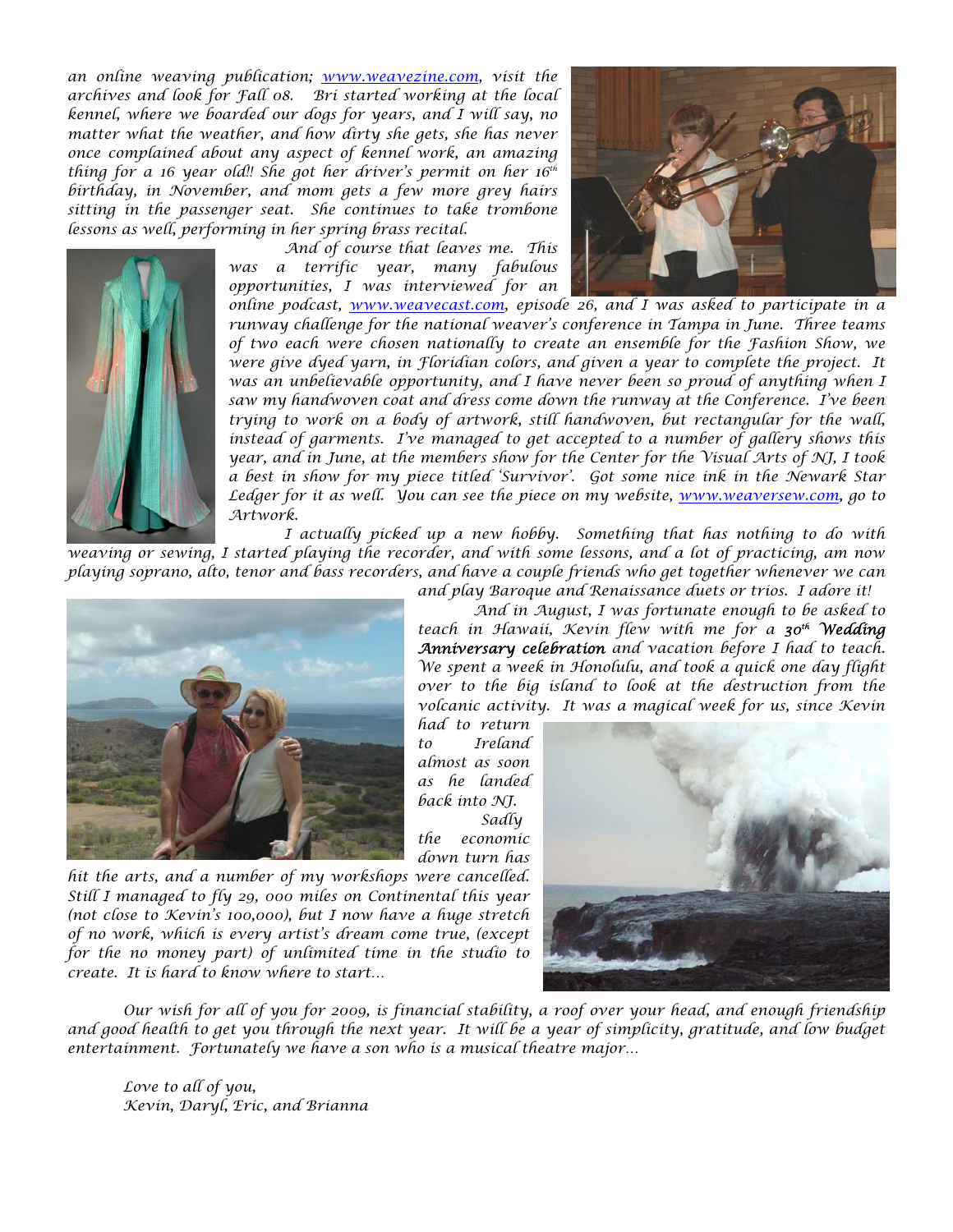*an online weaving publication; [www.weavezine.com](http://www.weavezine.com), visit the archives and look for Fall 08. Bri started working at the local kennel, where we boarded our dogs for years, and I will say, no matter what the weather, and how dirty she gets, she has never once complained about any aspect of kennel work, an amazing thing for a 16 year old!! She got her driver's permit on her 16th birthday, in November, and mom gets a few more grey hairs sitting in the passenger seat. She continues to take trombone lessons as well, performing in her spring brass recital.*

*And of course that leaves me. This was a terrific year, many fabulous opportunities, I was interviewed for an online podcast, [www.weavecast.com](http://www.weavecast.com), episode 26, and I was asked to participate in a runway challenge for the national weaver's conference in Tampa in June. Three teams of two each were chosen nationally to create an ensemble for the Fashion Show, we were give dyed yarn, in Floridian colors, and given a year to complete the project. It was an unbelievable opportunity, and I have never been so proud of anything when I saw my handwoven coat and dress come down the runway at the Conference. I've been trying to work on a body of artwork, still handwoven, but rectangular for the wall, instead of garments. I've managed to get accepted to a number of gallery shows this year, and in June, at the members show for the Center for the Visual Arts of NJ, I took a best in show for my piece titled 'Survivor'. Got some nice ink in the Newark Star Ledger for it as well. You can see the piece on my website, [www.weaversew.com](http://www.weaversew.com), go to Artwork.*

*I actually picked up a new hobby. Something that has nothing to do with weaving or sewing, I started playing the recorder, and with some lessons, and a lot of practicing, am now playing soprano, alto, tenor and bass recorders, and have a couple friends who get together whenever we can and play Baroque and Renaissance duets or trios. I adore it!*

*And in August, I was fortunate enough to be asked to teach in Hawaii, Kevin flew with me for a **30th Wedding Anniversary celebration** and vacation before I had to teach. We spent a week in Honolulu, and took a quick one day flight over to the big island to look at the destruction from the volcanic activity. It was a magical week for us, since Kevin had to return to Ireland almost as soon as he landed back into NJ.*

*Sadly the economic down turn has hit the arts, and a number of my workshops were cancelled. Still I managed to fly 29, 000 miles on Continental this year (not close to Kevin's 100,000), but I now have a huge stretch of no work, which is every artist's dream come true, (except for the no money part) of unlimited time in the studio to create. It is hard to know where to start…*

*Our wish for all of you for 2009, is financial stability, a roof over your head, and enough friendship and good health to get you through the next year. It will be a year of simplicity, gratitude, and low budget entertainment. Fortunately we have a son who is a musical theatre major…*

*Love to all of you,*
*Kevin, Daryl, Eric, and Brianna*